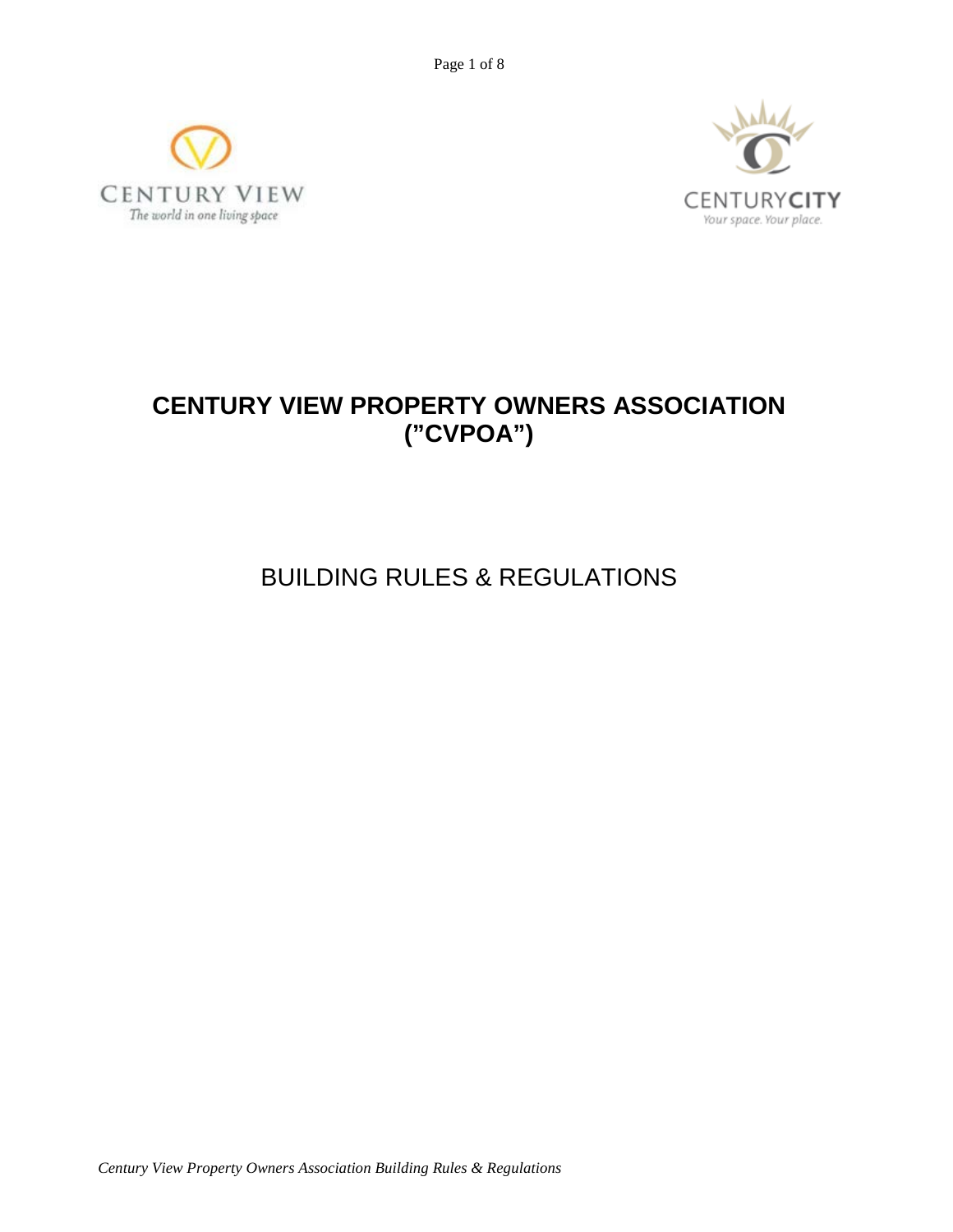# CENTURY VIEW PROPERTY OWNERS ASSOCIATION (”CVPOA”)

## BUILDING RULES & REGULATIONS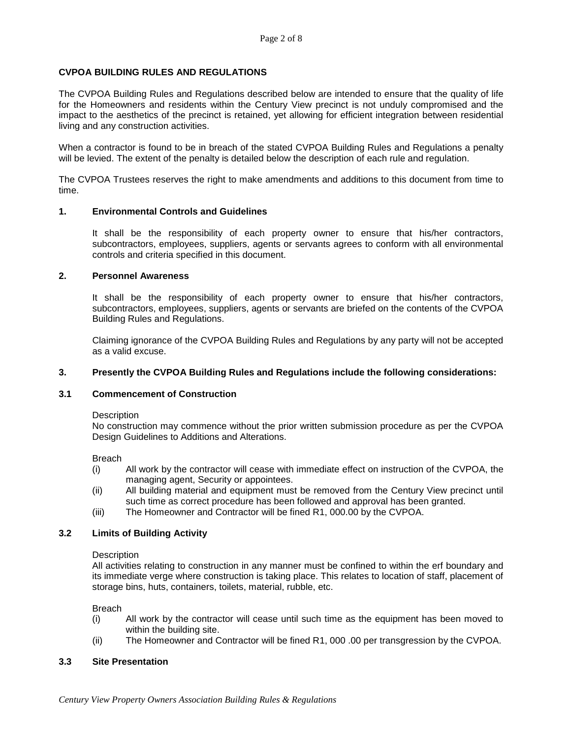**CVPOA BUILDING RULES AND REGULATIONS**

The CVPOA Building Rules and Regulations described below are intended to ensure that the quality of life for the Homeowners and residents within the Century View precinct is not unduly compromised and the impact to the aesthetics of the precinct is retained, yet allowing for efficient integration between residential living and any construction activities.

When a contractor is found to be in breach of the stated CVPOA Building Rules and Regulations a penalty will be levied. The extent of the penalty is detailed below the description of each rule and regulation.

The CVPOA Trustees reserves the right to make amendments and additions to this document from time to time.

**1. Environmental Controls and Guidelines**

It shall be the responsibility of each property owner to ensure that his/her contractors, subcontractors, employees, suppliers, agents or servants agrees to conform with all environmental controls and criteria specified in this document.

**2. Personnel Awareness**

It shall be the responsibility of each property owner to ensure that his/her contractors, subcontractors, employees, suppliers, agents or servants are briefed on the contents of the CVPOA Building Rules and Regulations.

Claiming ignorance of the CVPOA Building Rules and Regulations by any party will not be accepted as a valid excuse.

**3. Presently the CVPOA Building Rules and Regulations include the following considerations:**

**3.1 Commencement of Construction**

Description
No construction may commence without the prior written submission procedure as per the CVPOA Design Guidelines to Additions and Alterations.

Breach
(i) All work by the contractor will cease with immediate effect on instruction of the CVPOA, the managing agent, Security or appointees.
(ii) All building material and equipment must be removed from the Century View precinct until such time as correct procedure has been followed and approval has been granted.
(iii) The Homeowner and Contractor will be fined R1, 000.00 by the CVPOA.

**3.2 Limits of Building Activity**

Description
All activities relating to construction in any manner must be confined to within the erf boundary and its immediate verge where construction is taking place. This relates to location of staff, placement of storage bins, huts, containers, toilets, material, rubble, etc.

Breach
(i) All work by the contractor will cease until such time as the equipment has been moved to within the building site.
(ii) The Homeowner and Contractor will be fined R1, 000 .00 per transgression by the CVPOA.

**3.3 Site Presentation**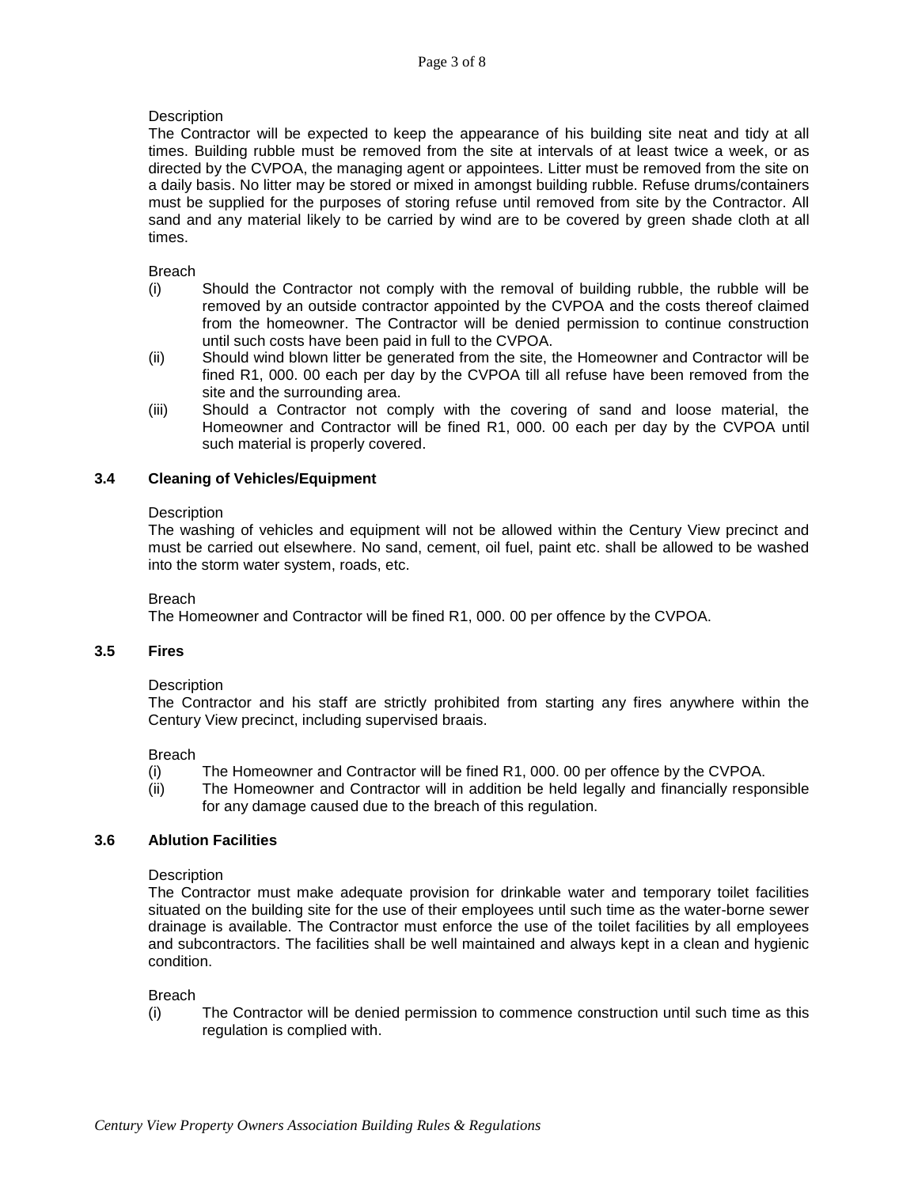Description

The Contractor will be expected to keep the appearance of his building site neat and tidy at all times. Building rubble must be removed from the site at intervals of at least twice a week, or as directed by the CVPOA, the managing agent or appointees. Litter must be removed from the site on a daily basis. No litter may be stored or mixed in amongst building rubble. Refuse drums/containers must be supplied for the purposes of storing refuse until removed from site by the Contractor. All sand and any material likely to be carried by wind are to be covered by green shade cloth at all times.

Breach

(i) Should the Contractor not comply with the removal of building rubble, the rubble will be removed by an outside contractor appointed by the CVPOA and the costs thereof claimed from the homeowner. The Contractor will be denied permission to continue construction until such costs have been paid in full to the CVPOA.

(ii) Should wind blown litter be generated from the site, the Homeowner and Contractor will be fined R1, 000. 00 each per day by the CVPOA till all refuse have been removed from the site and the surrounding area.

(iii) Should a Contractor not comply with the covering of sand and loose material, the Homeowner and Contractor will be fined R1, 000. 00 each per day by the CVPOA until such material is properly covered.

### 3.4 Cleaning of Vehicles/Equipment

Description

The washing of vehicles and equipment will not be allowed within the Century View precinct and must be carried out elsewhere. No sand, cement, oil fuel, paint etc. shall be allowed to be washed into the storm water system, roads, etc.

Breach

The Homeowner and Contractor will be fined R1, 000. 00 per offence by the CVPOA.

### 3.5 Fires

Description

The Contractor and his staff are strictly prohibited from starting any fires anywhere within the Century View precinct, including supervised braais.

Breach

(i) The Homeowner and Contractor will be fined R1, 000. 00 per offence by the CVPOA.

(ii) The Homeowner and Contractor will in addition be held legally and financially responsible for any damage caused due to the breach of this regulation.

### 3.6 Ablution Facilities

Description

The Contractor must make adequate provision for drinkable water and temporary toilet facilities situated on the building site for the use of their employees until such time as the water-borne sewer drainage is available. The Contractor must enforce the use of the toilet facilities by all employees and subcontractors. The facilities shall be well maintained and always kept in a clean and hygienic condition.

Breach

(i) The Contractor will be denied permission to commence construction until such time as this regulation is complied with.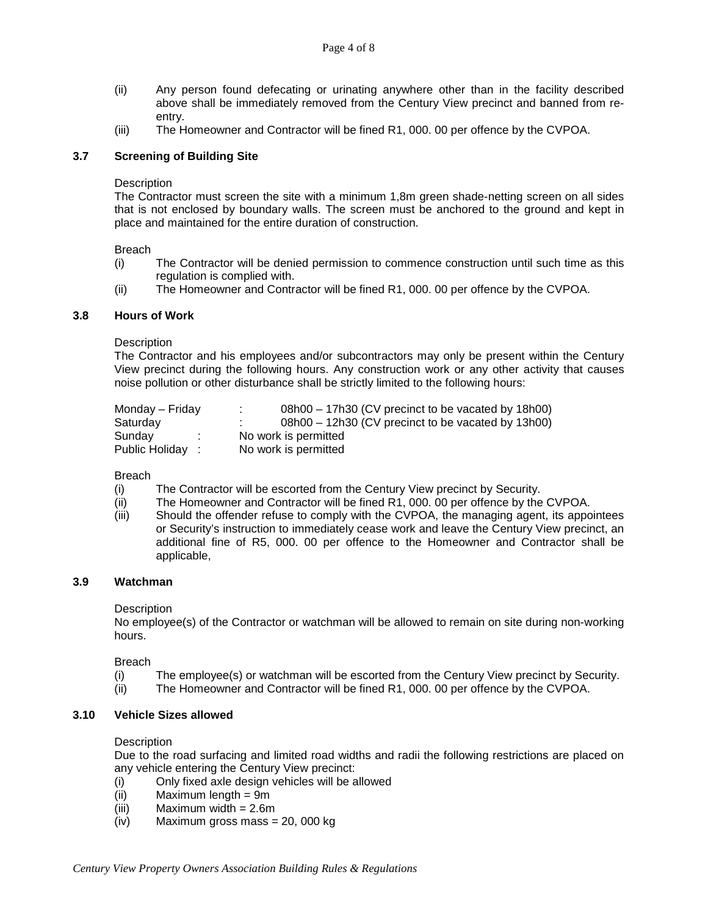(ii) Any person found defecating or urinating anywhere other than in the facility described above shall be immediately removed from the Century View precinct and banned from re-entry.

(iii) The Homeowner and Contractor will be fined R1, 000. 00 per offence by the CVPOA.

### 3.7 Screening of Building Site

Description

The Contractor must screen the site with a minimum 1,8m green shade-netting screen on all sides that is not enclosed by boundary walls. The screen must be anchored to the ground and kept in place and maintained for the entire duration of construction.

Breach

(i) The Contractor will be denied permission to commence construction until such time as this regulation is complied with.

(ii) The Homeowner and Contractor will be fined R1, 000. 00 per offence by the CVPOA.

### 3.8 Hours of Work

Description

The Contractor and his employees and/or subcontractors may only be present within the Century View precinct during the following hours. Any construction work or any other activity that causes noise pollution or other disturbance shall be strictly limited to the following hours:

| | | |
|---|---|---|
| Monday – Friday | : | 08h00 – 17h30 (CV precinct to be vacated by 18h00) |
| Saturday | : | 08h00 – 12h30 (CV precinct to be vacated by 13h00) |
| Sunday | : | No work is permitted |
| Public Holiday | : | No work is permitted |

Breach

(i) The Contractor will be escorted from the Century View precinct by Security.

(ii) The Homeowner and Contractor will be fined R1, 000. 00 per offence by the CVPOA.

(iii) Should the offender refuse to comply with the CVPOA, the managing agent, its appointees or Security's instruction to immediately cease work and leave the Century View precinct, an additional fine of R5, 000. 00 per offence to the Homeowner and Contractor shall be applicable,

### 3.9 Watchman

Description

No employee(s) of the Contractor or watchman will be allowed to remain on site during non-working hours.

Breach

(i) The employee(s) or watchman will be escorted from the Century View precinct by Security.

(ii) The Homeowner and Contractor will be fined R1, 000. 00 per offence by the CVPOA.

### 3.10 Vehicle Sizes allowed

Description

Due to the road surfacing and limited road widths and radii the following restrictions are placed on any vehicle entering the Century View precinct:

(i) Only fixed axle design vehicles will be allowed

(ii) Maximum length = 9m

(iii) Maximum width = 2.6m

(iv) Maximum gross mass = 20, 000 kg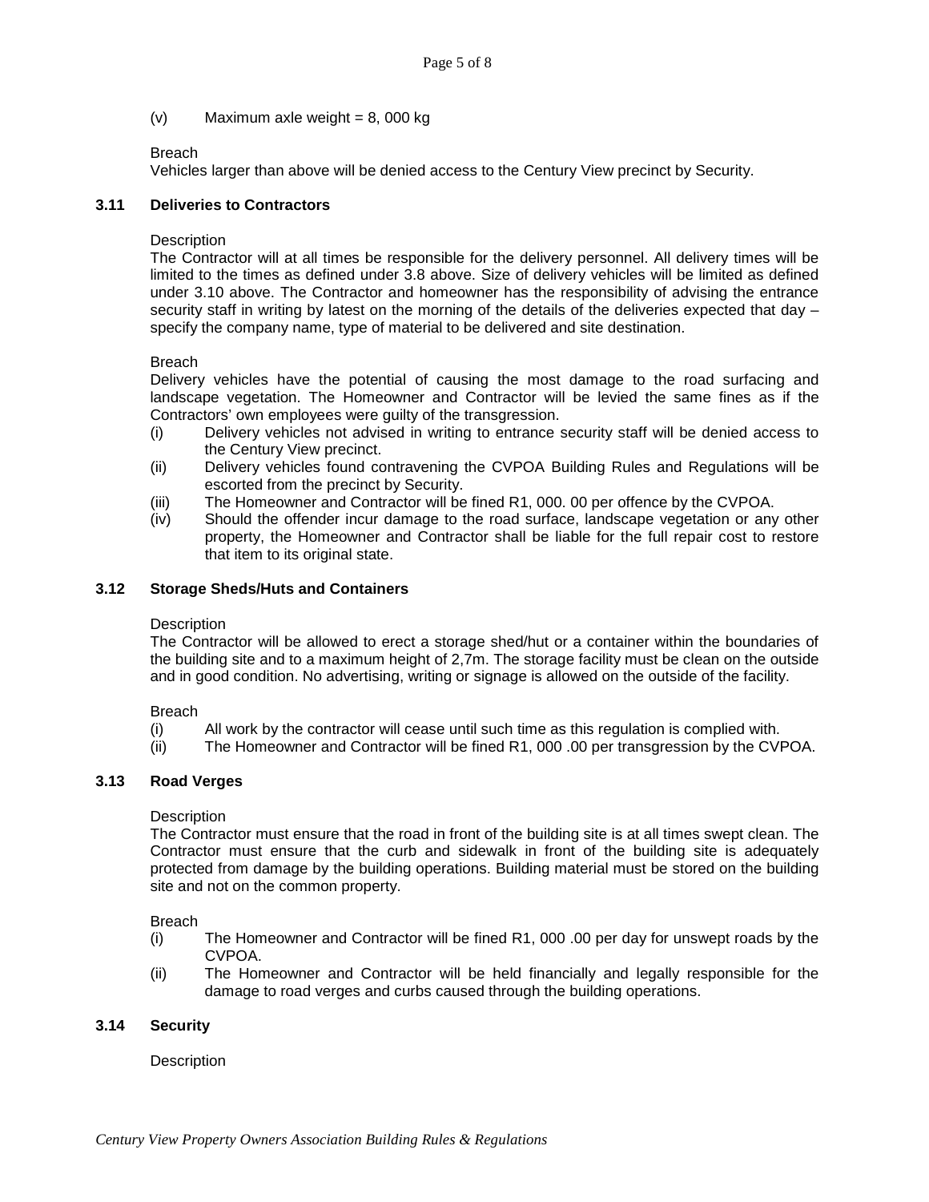(v) Maximum axle weight = 8, 000 kg

Breach

Vehicles larger than above will be denied access to the Century View precinct by Security.

### 3.11 Deliveries to Contractors

Description

The Contractor will at all times be responsible for the delivery personnel. All delivery times will be limited to the times as defined under 3.8 above. Size of delivery vehicles will be limited as defined under 3.10 above. The Contractor and homeowner has the responsibility of advising the entrance security staff in writing by latest on the morning of the details of the deliveries expected that day – specify the company name, type of material to be delivered and site destination.

Breach

Delivery vehicles have the potential of causing the most damage to the road surfacing and landscape vegetation. The Homeowner and Contractor will be levied the same fines as if the Contractors' own employees were guilty of the transgression.

(i) Delivery vehicles not advised in writing to entrance security staff will be denied access to the Century View precinct.

(ii) Delivery vehicles found contravening the CVPOA Building Rules and Regulations will be escorted from the precinct by Security.

(iii) The Homeowner and Contractor will be fined R1, 000. 00 per offence by the CVPOA.

(iv) Should the offender incur damage to the road surface, landscape vegetation or any other property, the Homeowner and Contractor shall be liable for the full repair cost to restore that item to its original state.

### 3.12 Storage Sheds/Huts and Containers

Description

The Contractor will be allowed to erect a storage shed/hut or a container within the boundaries of the building site and to a maximum height of 2,7m. The storage facility must be clean on the outside and in good condition. No advertising, writing or signage is allowed on the outside of the facility.

Breach

(i) All work by the contractor will cease until such time as this regulation is complied with.

(ii) The Homeowner and Contractor will be fined R1, 000 .00 per transgression by the CVPOA.

### 3.13 Road Verges

Description

The Contractor must ensure that the road in front of the building site is at all times swept clean. The Contractor must ensure that the curb and sidewalk in front of the building site is adequately protected from damage by the building operations. Building material must be stored on the building site and not on the common property.

Breach

(i) The Homeowner and Contractor will be fined R1, 000 .00 per day for unswept roads by the CVPOA.

(ii) The Homeowner and Contractor will be held financially and legally responsible for the damage to road verges and curbs caused through the building operations.

### 3.14 Security

Description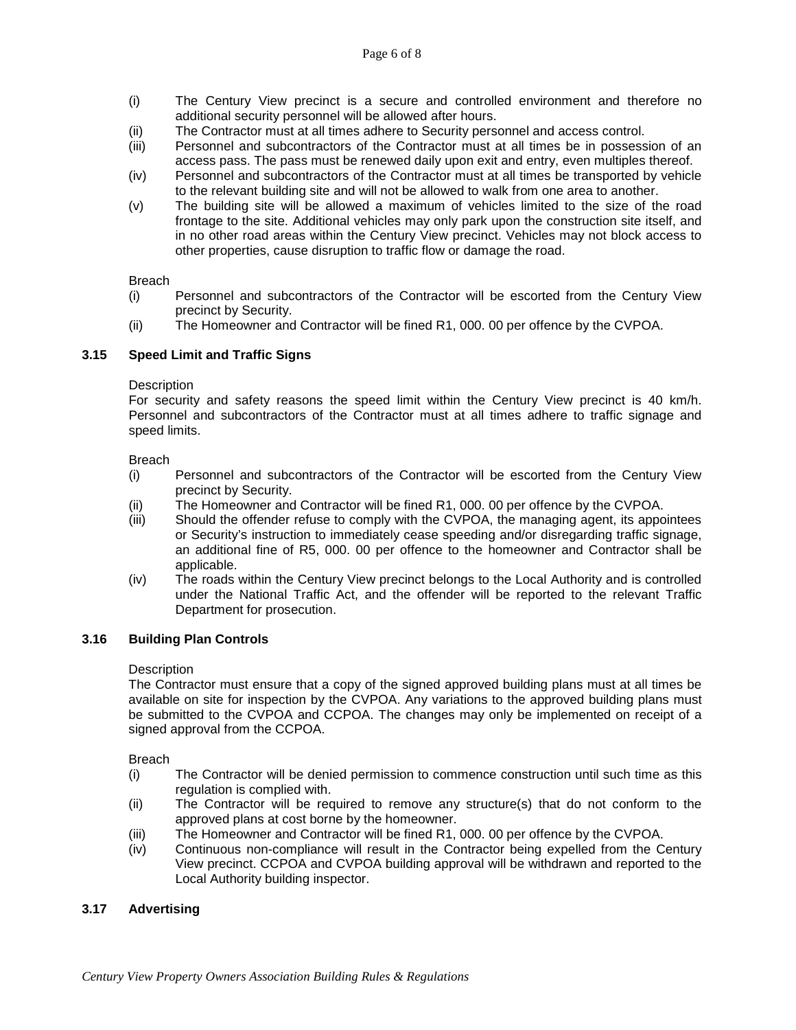(i) The Century View precinct is a secure and controlled environment and therefore no additional security personnel will be allowed after hours.
(ii) The Contractor must at all times adhere to Security personnel and access control.
(iii) Personnel and subcontractors of the Contractor must at all times be in possession of an access pass. The pass must be renewed daily upon exit and entry, even multiples thereof.
(iv) Personnel and subcontractors of the Contractor must at all times be transported by vehicle to the relevant building site and will not be allowed to walk from one area to another.
(v) The building site will be allowed a maximum of vehicles limited to the size of the road frontage to the site. Additional vehicles may only park upon the construction site itself, and in no other road areas within the Century View precinct. Vehicles may not block access to other properties, cause disruption to traffic flow or damage the road.

Breach
(i) Personnel and subcontractors of the Contractor will be escorted from the Century View precinct by Security.
(ii) The Homeowner and Contractor will be fined R1, 000. 00 per offence by the CVPOA.

### 3.15 Speed Limit and Traffic Signs

Description
For security and safety reasons the speed limit within the Century View precinct is 40 km/h. Personnel and subcontractors of the Contractor must at all times adhere to traffic signage and speed limits.

Breach
(i) Personnel and subcontractors of the Contractor will be escorted from the Century View precinct by Security.
(ii) The Homeowner and Contractor will be fined R1, 000. 00 per offence by the CVPOA.
(iii) Should the offender refuse to comply with the CVPOA, the managing agent, its appointees or Security's instruction to immediately cease speeding and/or disregarding traffic signage, an additional fine of R5, 000. 00 per offence to the homeowner and Contractor shall be applicable.
(iv) The roads within the Century View precinct belongs to the Local Authority and is controlled under the National Traffic Act, and the offender will be reported to the relevant Traffic Department for prosecution.

### 3.16 Building Plan Controls

Description
The Contractor must ensure that a copy of the signed approved building plans must at all times be available on site for inspection by the CVPOA. Any variations to the approved building plans must be submitted to the CVPOA and CCPOA. The changes may only be implemented on receipt of a signed approval from the CCPOA.

Breach
(i) The Contractor will be denied permission to commence construction until such time as this regulation is complied with.
(ii) The Contractor will be required to remove any structure(s) that do not conform to the approved plans at cost borne by the homeowner.
(iii) The Homeowner and Contractor will be fined R1, 000. 00 per offence by the CVPOA.
(iv) Continuous non-compliance will result in the Contractor being expelled from the Century View precinct. CCPOA and CVPOA building approval will be withdrawn and reported to the Local Authority building inspector.

### 3.17 Advertising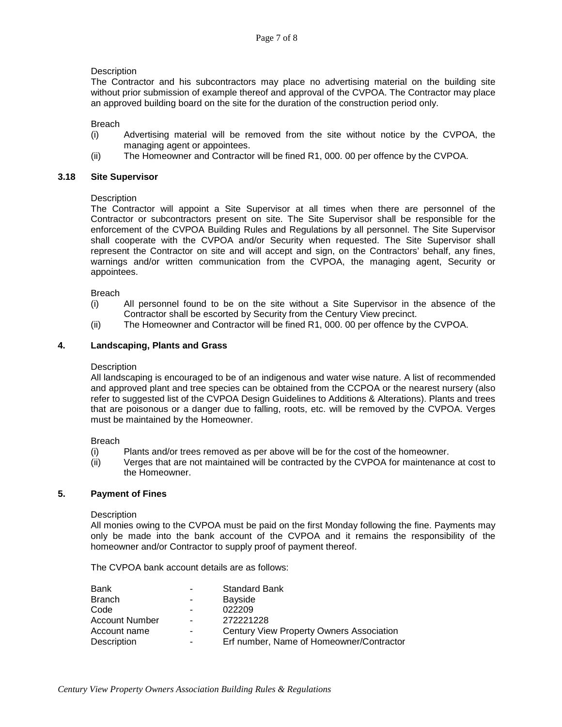Description

The Contractor and his subcontractors may place no advertising material on the building site without prior submission of example thereof and approval of the CVPOA. The Contractor may place an approved building board on the site for the duration of the construction period only.

Breach

(i) Advertising material will be removed from the site without notice by the CVPOA, the managing agent or appointees.
(ii) The Homeowner and Contractor will be fined R1, 000. 00 per offence by the CVPOA.

### 3.18 Site Supervisor

Description

The Contractor will appoint a Site Supervisor at all times when there are personnel of the Contractor or subcontractors present on site. The Site Supervisor shall be responsible for the enforcement of the CVPOA Building Rules and Regulations by all personnel. The Site Supervisor shall cooperate with the CVPOA and/or Security when requested. The Site Supervisor shall represent the Contractor on site and will accept and sign, on the Contractors' behalf, any fines, warnings and/or written communication from the CVPOA, the managing agent, Security or appointees.

Breach

(i) All personnel found to be on the site without a Site Supervisor in the absence of the Contractor shall be escorted by Security from the Century View precinct.
(ii) The Homeowner and Contractor will be fined R1, 000. 00 per offence by the CVPOA.

## 4. Landscaping, Plants and Grass

Description

All landscaping is encouraged to be of an indigenous and water wise nature. A list of recommended and approved plant and tree species can be obtained from the CCPOA or the nearest nursery (also refer to suggested list of the CVPOA Design Guidelines to Additions & Alterations). Plants and trees that are poisonous or a danger due to falling, roots, etc. will be removed by the CVPOA. Verges must be maintained by the Homeowner.

Breach

(i) Plants and/or trees removed as per above will be for the cost of the homeowner.
(ii) Verges that are not maintained will be contracted by the CVPOA for maintenance at cost to the Homeowner.

## 5. Payment of Fines

Description

All monies owing to the CVPOA must be paid on the first Monday following the fine. Payments may only be made into the bank account of the CVPOA and it remains the responsibility of the homeowner and/or Contractor to supply proof of payment thereof.

The CVPOA bank account details are as follows:

| | | |
|---|---|---|
| Bank | - | Standard Bank |
| Branch | - | Bayside |
| Code | - | 022209 |
| Account Number | - | 272221228 |
| Account name | - | Century View Property Owners Association |
| Description | - | Erf number, Name of Homeowner/Contractor |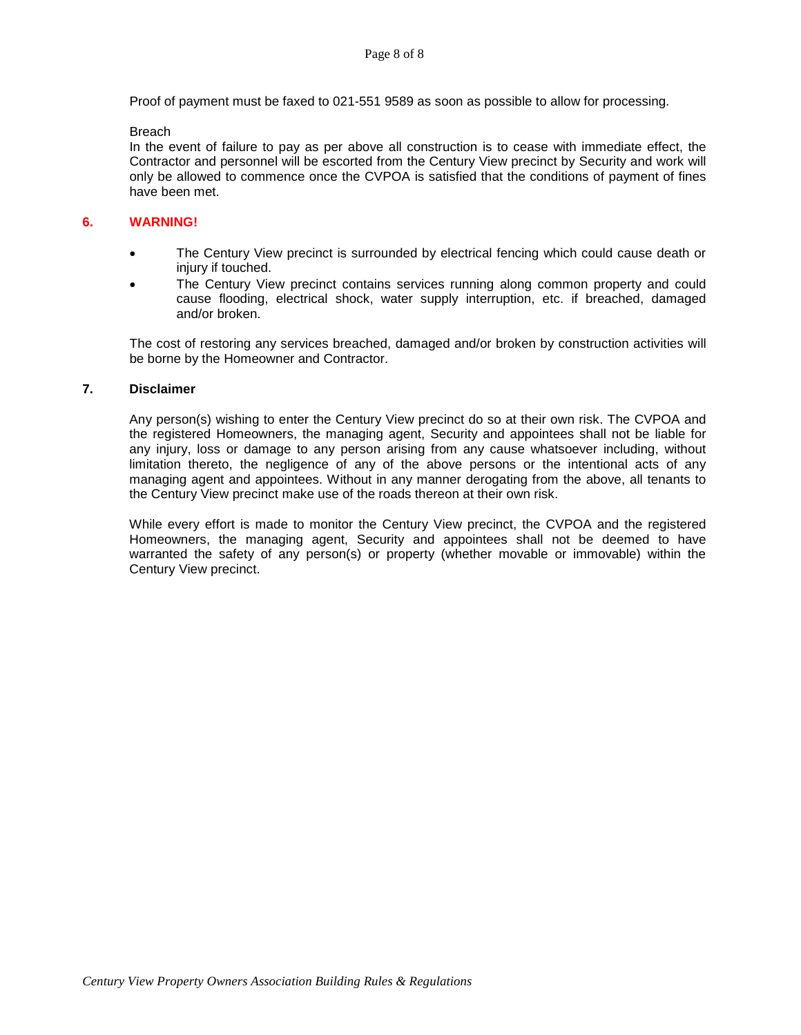Proof of payment must be faxed to 021-551 9589 as soon as possible to allow for processing.

Breach

In the event of failure to pay as per above all construction is to cease with immediate effect, the Contractor and personnel will be escorted from the Century View precinct by Security and work will only be allowed to commence once the CVPOA is satisfied that the conditions of payment of fines have been met.

## 6. WARNING!

- The Century View precinct is surrounded by electrical fencing which could cause death or injury if touched.
- The Century View precinct contains services running along common property and could cause flooding, electrical shock, water supply interruption, etc. if breached, damaged and/or broken.

The cost of restoring any services breached, damaged and/or broken by construction activities will be borne by the Homeowner and Contractor.

## 7. Disclaimer

Any person(s) wishing to enter the Century View precinct do so at their own risk. The CVPOA and the registered Homeowners, the managing agent, Security and appointees shall not be liable for any injury, loss or damage to any person arising from any cause whatsoever including, without limitation thereto, the negligence of any of the above persons or the intentional acts of any managing agent and appointees. Without in any manner derogating from the above, all tenants to the Century View precinct make use of the roads thereon at their own risk.

While every effort is made to monitor the Century View precinct, the CVPOA and the registered Homeowners, the managing agent, Security and appointees shall not be deemed to have warranted the safety of any person(s) or property (whether movable or immovable) within the Century View precinct.